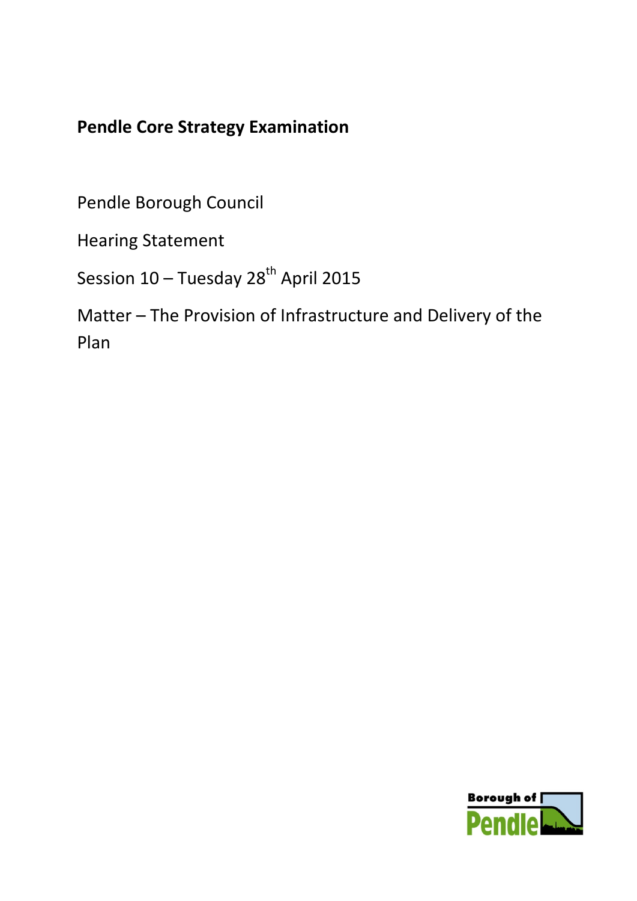# Pendle Core Strategy Examination

Pendle Borough Council

Hearing Statement

Session 10 – Tuesday 28th April 2015

Matter – The Provision of Infrastructure and Delivery of the Plan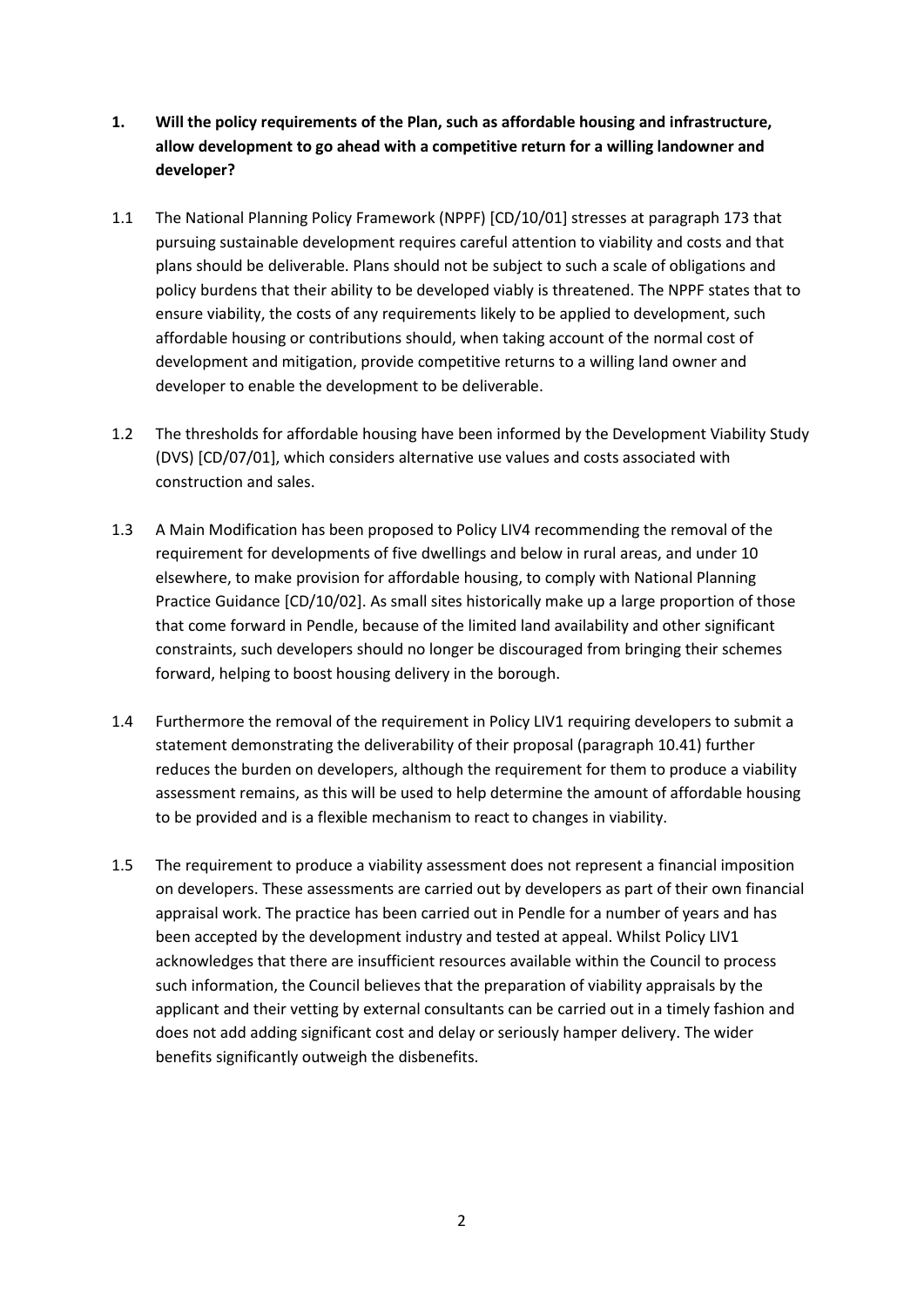**1. Will the policy requirements of the Plan, such as affordable housing and infrastructure, allow development to go ahead with a competitive return for a willing landowner and developer?**

1.1 The National Planning Policy Framework (NPPF) [CD/10/01] stresses at paragraph 173 that pursuing sustainable development requires careful attention to viability and costs and that plans should be deliverable. Plans should not be subject to such a scale of obligations and policy burdens that their ability to be developed viably is threatened. The NPPF states that to ensure viability, the costs of any requirements likely to be applied to development, such affordable housing or contributions should, when taking account of the normal cost of development and mitigation, provide competitive returns to a willing land owner and developer to enable the development to be deliverable.

1.2 The thresholds for affordable housing have been informed by the Development Viability Study (DVS) [CD/07/01], which considers alternative use values and costs associated with construction and sales.

1.3 A Main Modification has been proposed to Policy LIV4 recommending the removal of the requirement for developments of five dwellings and below in rural areas, and under 10 elsewhere, to make provision for affordable housing, to comply with National Planning Practice Guidance [CD/10/02]. As small sites historically make up a large proportion of those that come forward in Pendle, because of the limited land availability and other significant constraints, such developers should no longer be discouraged from bringing their schemes forward, helping to boost housing delivery in the borough.

1.4 Furthermore the removal of the requirement in Policy LIV1 requiring developers to submit a statement demonstrating the deliverability of their proposal (paragraph 10.41) further reduces the burden on developers, although the requirement for them to produce a viability assessment remains, as this will be used to help determine the amount of affordable housing to be provided and is a flexible mechanism to react to changes in viability.

1.5 The requirement to produce a viability assessment does not represent a financial imposition on developers. These assessments are carried out by developers as part of their own financial appraisal work. The practice has been carried out in Pendle for a number of years and has been accepted by the development industry and tested at appeal. Whilst Policy LIV1 acknowledges that there are insufficient resources available within the Council to process such information, the Council believes that the preparation of viability appraisals by the applicant and their vetting by external consultants can be carried out in a timely fashion and does not add adding significant cost and delay or seriously hamper delivery. The wider benefits significantly outweigh the disbenefits.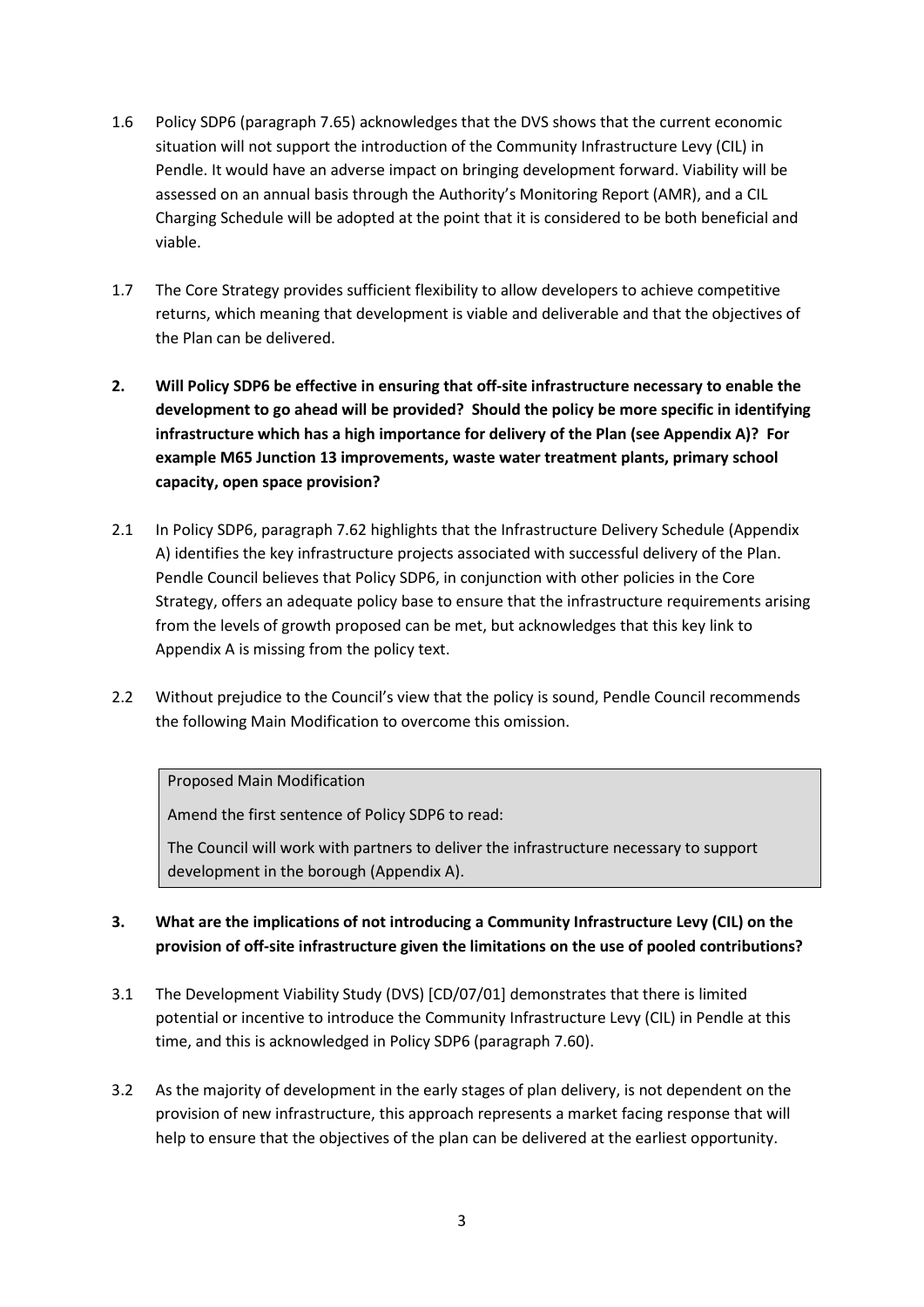1.6 Policy SDP6 (paragraph 7.65) acknowledges that the DVS shows that the current economic situation will not support the introduction of the Community Infrastructure Levy (CIL) in Pendle. It would have an adverse impact on bringing development forward. Viability will be assessed on an annual basis through the Authority's Monitoring Report (AMR), and a CIL Charging Schedule will be adopted at the point that it is considered to be both beneficial and viable.

1.7 The Core Strategy provides sufficient flexibility to allow developers to achieve competitive returns, which meaning that development is viable and deliverable and that the objectives of the Plan can be delivered.

**2. Will Policy SDP6 be effective in ensuring that off-site infrastructure necessary to enable the development to go ahead will be provided? Should the policy be more specific in identifying infrastructure which has a high importance for delivery of the Plan (see Appendix A)? For example M65 Junction 13 improvements, waste water treatment plants, primary school capacity, open space provision?**

2.1 In Policy SDP6, paragraph 7.62 highlights that the Infrastructure Delivery Schedule (Appendix A) identifies the key infrastructure projects associated with successful delivery of the Plan. Pendle Council believes that Policy SDP6, in conjunction with other policies in the Core Strategy, offers an adequate policy base to ensure that the infrastructure requirements arising from the levels of growth proposed can be met, but acknowledges that this key link to Appendix A is missing from the policy text.

2.2 Without prejudice to the Council's view that the policy is sound, Pendle Council recommends the following Main Modification to overcome this omission.

> Proposed Main Modification
>
> Amend the first sentence of Policy SDP6 to read:
>
> The Council will work with partners to deliver the infrastructure necessary to support development in the borough (Appendix A).

**3. What are the implications of not introducing a Community Infrastructure Levy (CIL) on the provision of off-site infrastructure given the limitations on the use of pooled contributions?**

3.1 The Development Viability Study (DVS) [CD/07/01] demonstrates that there is limited potential or incentive to introduce the Community Infrastructure Levy (CIL) in Pendle at this time, and this is acknowledged in Policy SDP6 (paragraph 7.60).

3.2 As the majority of development in the early stages of plan delivery, is not dependent on the provision of new infrastructure, this approach represents a market facing response that will help to ensure that the objectives of the plan can be delivered at the earliest opportunity.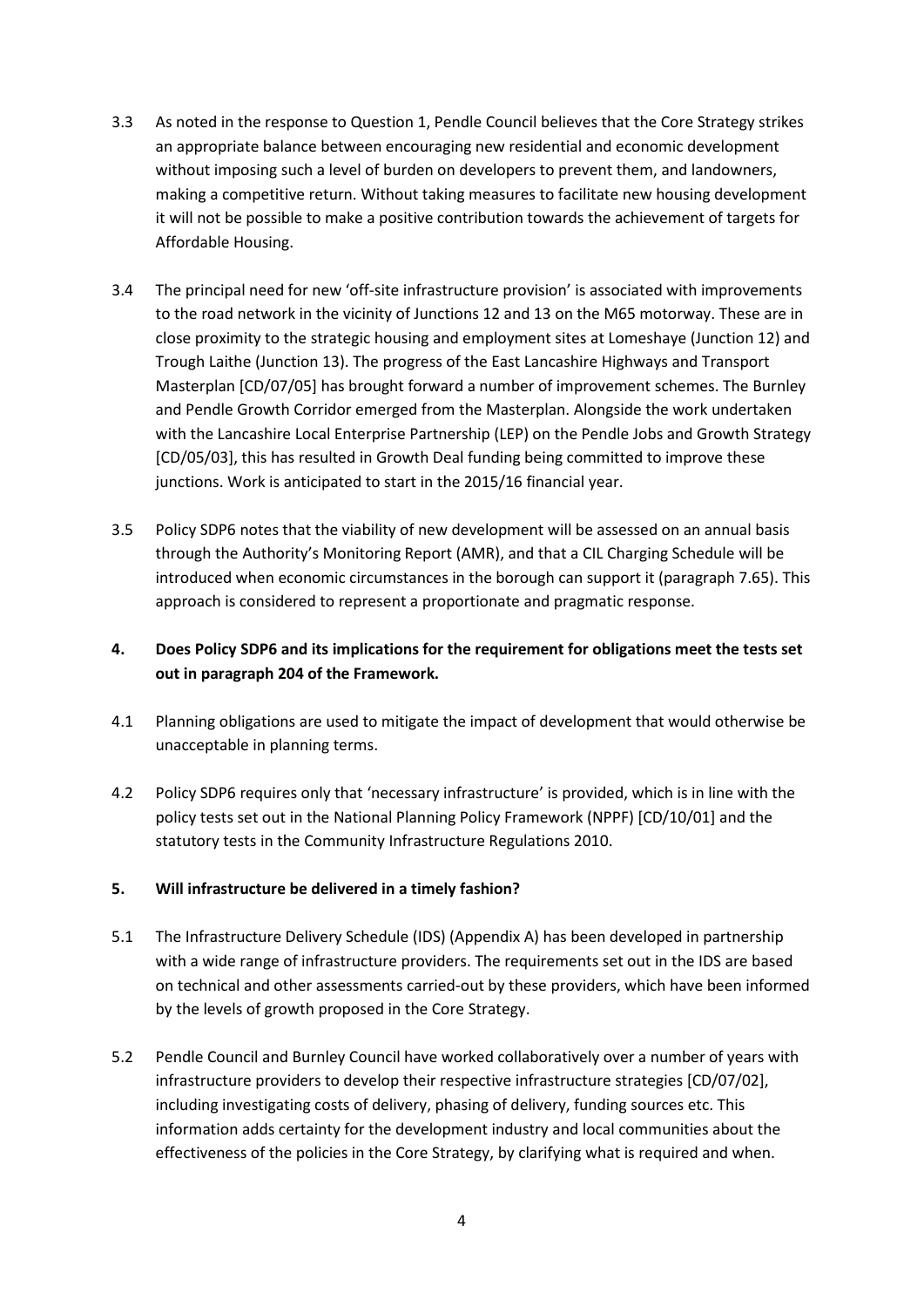3.3 As noted in the response to Question 1, Pendle Council believes that the Core Strategy strikes an appropriate balance between encouraging new residential and economic development without imposing such a level of burden on developers to prevent them, and landowners, making a competitive return. Without taking measures to facilitate new housing development it will not be possible to make a positive contribution towards the achievement of targets for Affordable Housing.

3.4 The principal need for new 'off-site infrastructure provision' is associated with improvements to the road network in the vicinity of Junctions 12 and 13 on the M65 motorway. These are in close proximity to the strategic housing and employment sites at Lomeshaye (Junction 12) and Trough Laithe (Junction 13). The progress of the East Lancashire Highways and Transport Masterplan [CD/07/05] has brought forward a number of improvement schemes. The Burnley and Pendle Growth Corridor emerged from the Masterplan. Alongside the work undertaken with the Lancashire Local Enterprise Partnership (LEP) on the Pendle Jobs and Growth Strategy [CD/05/03], this has resulted in Growth Deal funding being committed to improve these junctions. Work is anticipated to start in the 2015/16 financial year.

3.5 Policy SDP6 notes that the viability of new development will be assessed on an annual basis through the Authority's Monitoring Report (AMR), and that a CIL Charging Schedule will be introduced when economic circumstances in the borough can support it (paragraph 7.65). This approach is considered to represent a proportionate and pragmatic response.

## 4. Does Policy SDP6 and its implications for the requirement for obligations meet the tests set out in paragraph 204 of the Framework.

4.1 Planning obligations are used to mitigate the impact of development that would otherwise be unacceptable in planning terms.

4.2 Policy SDP6 requires only that 'necessary infrastructure' is provided, which is in line with the policy tests set out in the National Planning Policy Framework (NPPF) [CD/10/01] and the statutory tests in the Community Infrastructure Regulations 2010.

## 5. Will infrastructure be delivered in a timely fashion?

5.1 The Infrastructure Delivery Schedule (IDS) (Appendix A) has been developed in partnership with a wide range of infrastructure providers. The requirements set out in the IDS are based on technical and other assessments carried-out by these providers, which have been informed by the levels of growth proposed in the Core Strategy.

5.2 Pendle Council and Burnley Council have worked collaboratively over a number of years with infrastructure providers to develop their respective infrastructure strategies [CD/07/02], including investigating costs of delivery, phasing of delivery, funding sources etc. This information adds certainty for the development industry and local communities about the effectiveness of the policies in the Core Strategy, by clarifying what is required and when.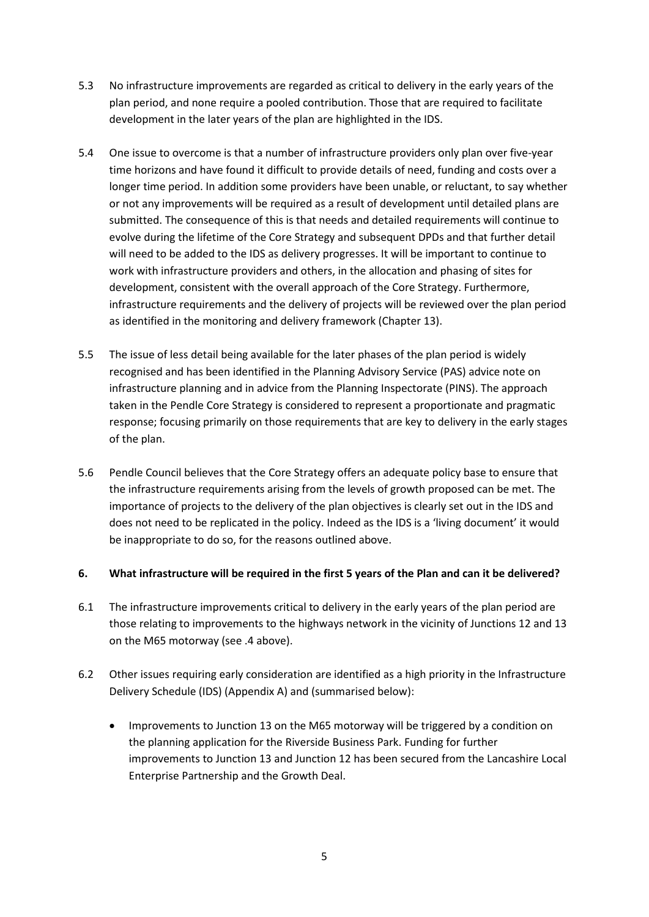5.3 No infrastructure improvements are regarded as critical to delivery in the early years of the plan period, and none require a pooled contribution. Those that are required to facilitate development in the later years of the plan are highlighted in the IDS.

5.4 One issue to overcome is that a number of infrastructure providers only plan over five-year time horizons and have found it difficult to provide details of need, funding and costs over a longer time period. In addition some providers have been unable, or reluctant, to say whether or not any improvements will be required as a result of development until detailed plans are submitted. The consequence of this is that needs and detailed requirements will continue to evolve during the lifetime of the Core Strategy and subsequent DPDs and that further detail will need to be added to the IDS as delivery progresses. It will be important to continue to work with infrastructure providers and others, in the allocation and phasing of sites for development, consistent with the overall approach of the Core Strategy. Furthermore, infrastructure requirements and the delivery of projects will be reviewed over the plan period as identified in the monitoring and delivery framework (Chapter 13).

5.5 The issue of less detail being available for the later phases of the plan period is widely recognised and has been identified in the Planning Advisory Service (PAS) advice note on infrastructure planning and in advice from the Planning Inspectorate (PINS). The approach taken in the Pendle Core Strategy is considered to represent a proportionate and pragmatic response; focusing primarily on those requirements that are key to delivery in the early stages of the plan.

5.6 Pendle Council believes that the Core Strategy offers an adequate policy base to ensure that the infrastructure requirements arising from the levels of growth proposed can be met. The importance of projects to the delivery of the plan objectives is clearly set out in the IDS and does not need to be replicated in the policy. Indeed as the IDS is a 'living document' it would be inappropriate to do so, for the reasons outlined above.

## 6. What infrastructure will be required in the first 5 years of the Plan and can it be delivered?

6.1 The infrastructure improvements critical to delivery in the early years of the plan period are those relating to improvements to the highways network in the vicinity of Junctions 12 and 13 on the M65 motorway (see .4 above).

6.2 Other issues requiring early consideration are identified as a high priority in the Infrastructure Delivery Schedule (IDS) (Appendix A) and (summarised below):

- Improvements to Junction 13 on the M65 motorway will be triggered by a condition on the planning application for the Riverside Business Park. Funding for further improvements to Junction 13 and Junction 12 has been secured from the Lancashire Local Enterprise Partnership and the Growth Deal.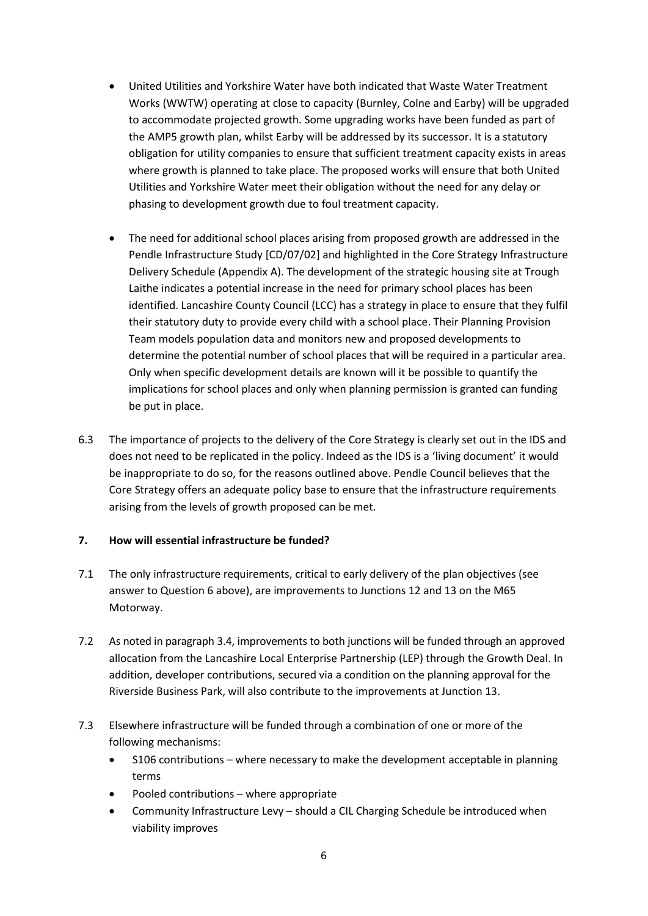- United Utilities and Yorkshire Water have both indicated that Waste Water Treatment Works (WWTW) operating at close to capacity (Burnley, Colne and Earby) will be upgraded to accommodate projected growth. Some upgrading works have been funded as part of the AMP5 growth plan, whilst Earby will be addressed by its successor. It is a statutory obligation for utility companies to ensure that sufficient treatment capacity exists in areas where growth is planned to take place. The proposed works will ensure that both United Utilities and Yorkshire Water meet their obligation without the need for any delay or phasing to development growth due to foul treatment capacity.

- The need for additional school places arising from proposed growth are addressed in the Pendle Infrastructure Study [CD/07/02] and highlighted in the Core Strategy Infrastructure Delivery Schedule (Appendix A). The development of the strategic housing site at Trough Laithe indicates a potential increase in the need for primary school places has been identified. Lancashire County Council (LCC) has a strategy in place to ensure that they fulfil their statutory duty to provide every child with a school place. Their Planning Provision Team models population data and monitors new and proposed developments to determine the potential number of school places that will be required in a particular area. Only when specific development details are known will it be possible to quantify the implications for school places and only when planning permission is granted can funding be put in place.

6.3 The importance of projects to the delivery of the Core Strategy is clearly set out in the IDS and does not need to be replicated in the policy. Indeed as the IDS is a 'living document' it would be inappropriate to do so, for the reasons outlined above. Pendle Council believes that the Core Strategy offers an adequate policy base to ensure that the infrastructure requirements arising from the levels of growth proposed can be met.

## 7. How will essential infrastructure be funded?

7.1 The only infrastructure requirements, critical to early delivery of the plan objectives (see answer to Question 6 above), are improvements to Junctions 12 and 13 on the M65 Motorway.

7.2 As noted in paragraph 3.4, improvements to both junctions will be funded through an approved allocation from the Lancashire Local Enterprise Partnership (LEP) through the Growth Deal. In addition, developer contributions, secured via a condition on the planning approval for the Riverside Business Park, will also contribute to the improvements at Junction 13.

7.3 Elsewhere infrastructure will be funded through a combination of one or more of the following mechanisms:

- S106 contributions – where necessary to make the development acceptable in planning terms
- Pooled contributions – where appropriate
- Community Infrastructure Levy – should a CIL Charging Schedule be introduced when viability improves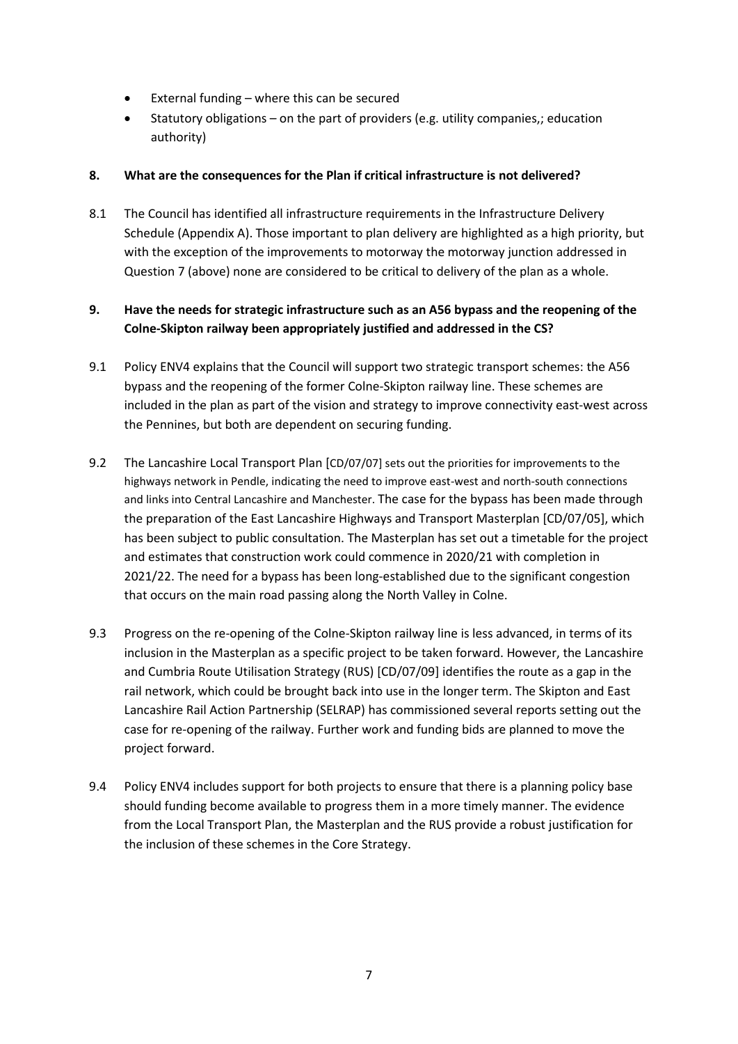- External funding – where this can be secured
- Statutory obligations – on the part of providers (e.g. utility companies,; education authority)

**8. What are the consequences for the Plan if critical infrastructure is not delivered?**

8.1 The Council has identified all infrastructure requirements in the Infrastructure Delivery Schedule (Appendix A). Those important to plan delivery are highlighted as a high priority, but with the exception of the improvements to motorway the motorway junction addressed in Question 7 (above) none are considered to be critical to delivery of the plan as a whole.

**9. Have the needs for strategic infrastructure such as an A56 bypass and the reopening of the Colne-Skipton railway been appropriately justified and addressed in the CS?**

9.1 Policy ENV4 explains that the Council will support two strategic transport schemes: the A56 bypass and the reopening of the former Colne-Skipton railway line. These schemes are included in the plan as part of the vision and strategy to improve connectivity east-west across the Pennines, but both are dependent on securing funding.

9.2 The Lancashire Local Transport Plan [CD/07/07] sets out the priorities for improvements to the highways network in Pendle, indicating the need to improve east-west and north-south connections and links into Central Lancashire and Manchester. The case for the bypass has been made through the preparation of the East Lancashire Highways and Transport Masterplan [CD/07/05], which has been subject to public consultation. The Masterplan has set out a timetable for the project and estimates that construction work could commence in 2020/21 with completion in 2021/22. The need for a bypass has been long-established due to the significant congestion that occurs on the main road passing along the North Valley in Colne.

9.3 Progress on the re-opening of the Colne-Skipton railway line is less advanced, in terms of its inclusion in the Masterplan as a specific project to be taken forward. However, the Lancashire and Cumbria Route Utilisation Strategy (RUS) [CD/07/09] identifies the route as a gap in the rail network, which could be brought back into use in the longer term. The Skipton and East Lancashire Rail Action Partnership (SELRAP) has commissioned several reports setting out the case for re-opening of the railway. Further work and funding bids are planned to move the project forward.

9.4 Policy ENV4 includes support for both projects to ensure that there is a planning policy base should funding become available to progress them in a more timely manner. The evidence from the Local Transport Plan, the Masterplan and the RUS provide a robust justification for the inclusion of these schemes in the Core Strategy.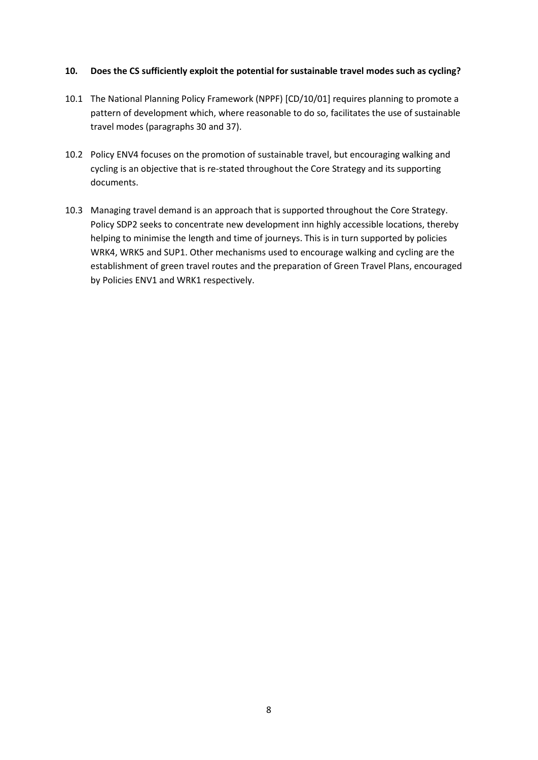**10. Does the CS sufficiently exploit the potential for sustainable travel modes such as cycling?**

10.1 The National Planning Policy Framework (NPPF) [CD/10/01] requires planning to promote a pattern of development which, where reasonable to do so, facilitates the use of sustainable travel modes (paragraphs 30 and 37).

10.2 Policy ENV4 focuses on the promotion of sustainable travel, but encouraging walking and cycling is an objective that is re-stated throughout the Core Strategy and its supporting documents.

10.3 Managing travel demand is an approach that is supported throughout the Core Strategy. Policy SDP2 seeks to concentrate new development inn highly accessible locations, thereby helping to minimise the length and time of journeys. This is in turn supported by policies WRK4, WRK5 and SUP1. Other mechanisms used to encourage walking and cycling are the establishment of green travel routes and the preparation of Green Travel Plans, encouraged by Policies ENV1 and WRK1 respectively.